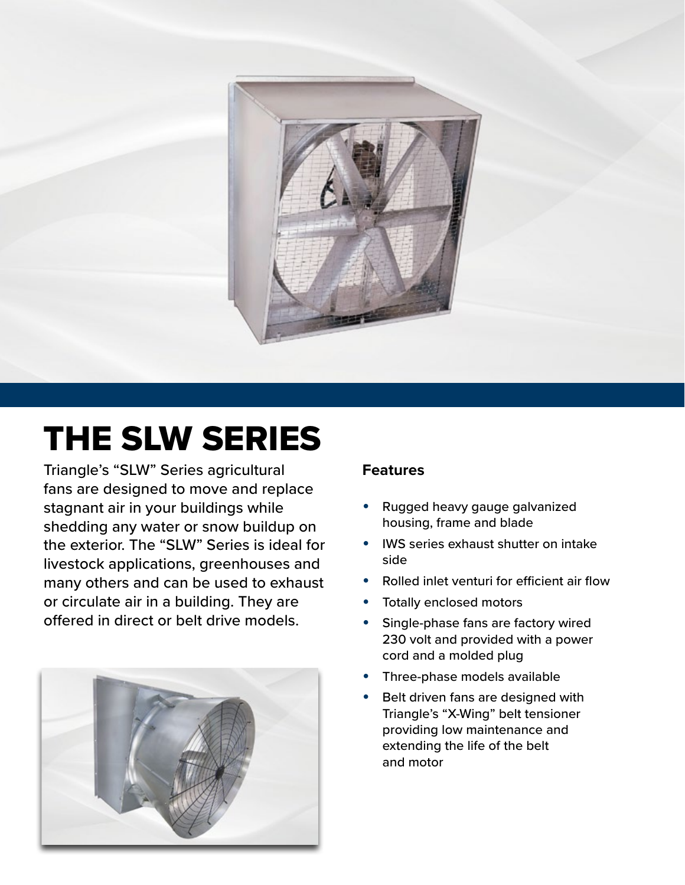# THE SLW SERIES

Triangle's "SLW" Series agricultural fans are designed to move and replace stagnant air in your buildings while shedding any water or snow buildup on the exterior. The "SLW" Series is ideal for livestock applications, greenhouses and many others and can be used to exhaust or circulate air in a building. They are offered in direct or belt drive models.

**Features**

- Rugged heavy gauge galvanized housing, frame and blade
- IWS series exhaust shutter on intake side
- Rolled inlet venturi for efficient air flow
- Totally enclosed motors
- Single-phase fans are factory wired 230 volt and provided with a power cord and a molded plug
- Three-phase models available
- Belt driven fans are designed with Triangle's "X-Wing" belt tensioner providing low maintenance and extending the life of the belt and motor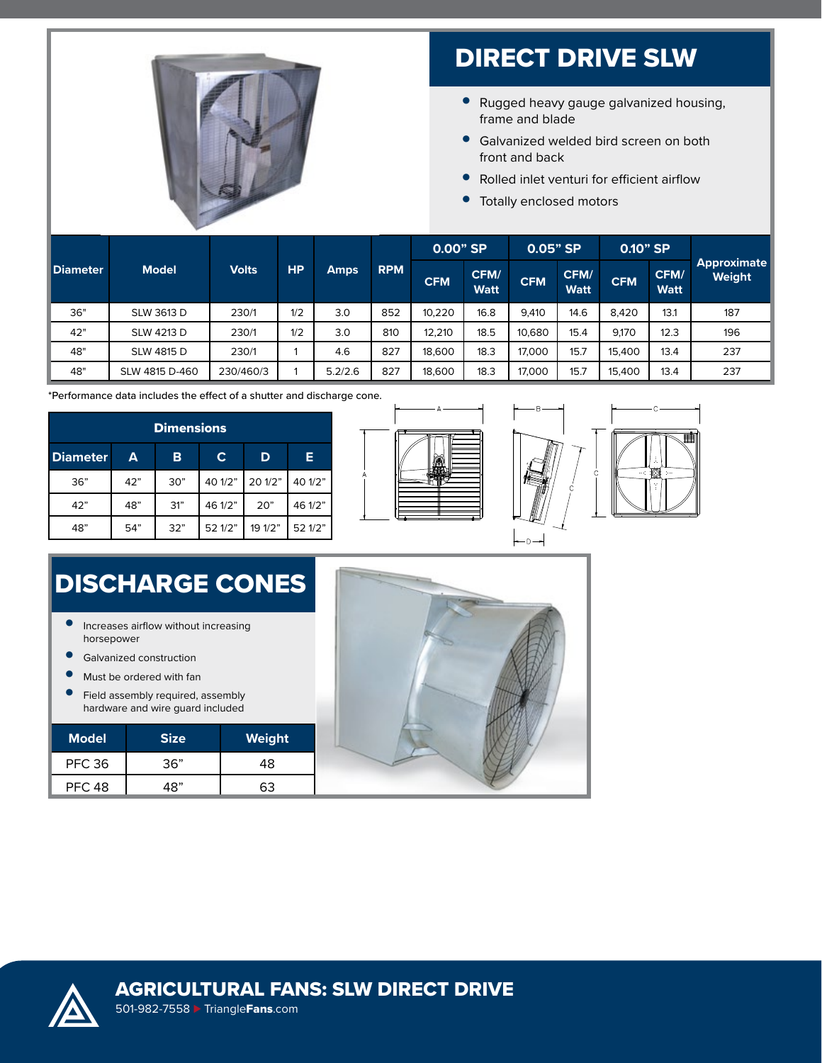# DIRECT DRIVE SLW

- Rugged heavy gauge galvanized housing, frame and blade
- Galvanized welded bird screen on both front and back
- Rolled inlet venturi for efficient airflow
- Totally enclosed motors

| Diameter | Model | Volts | HP | Amps | RPM | 0.00" SP | | 0.05" SP | | 0.10" SP | | Approximate Weight |
|---|---|---|---|---|---|---|---|---|---|---|---|---|
| | | | | | | CFM | CFM/ Watt | CFM | CFM/ Watt | CFM | CFM/ Watt | |
| 36" | SLW 3613 D | 230/1 | 1/2 | 3.0 | 852 | 10,220 | 16.8 | 9,410 | 14.6 | 8,420 | 13.1 | 187 |
| 42" | SLW 4213 D | 230/1 | 1/2 | 3.0 | 810 | 12,210 | 18.5 | 10,680 | 15.4 | 9,170 | 12.3 | 196 |
| 48" | SLW 4815 D | 230/1 | 1 | 4.6 | 827 | 18,600 | 18.3 | 17,000 | 15.7 | 15,400 | 13.4 | 237 |
| 48" | SLW 4815 D-460 | 230/460/3 | 1 | 5.2/2.6 | 827 | 18,600 | 18.3 | 17,000 | 15.7 | 15,400 | 13.4 | 237 |

*Performance data includes the effect of a shutter and discharge cone.

| Dimensions | | | | | |
|---|---|---|---|---|---|
| Diameter | A | B | C | D | E |
| 36" | 42" | 30" | 40 1/2" | 20 1/2" | 40 1/2" |
| 42" | 48" | 31" | 46 1/2" | 20" | 46 1/2" |
| 48" | 54" | 32" | 52 1/2" | 19 1/2" | 52 1/2" |

# DISCHARGE CONES

- Increases airflow without increasing horsepower
- Galvanized construction
- Must be ordered with fan
- Field assembly required, assembly hardware and wire guard included

| Model | Size | Weight |
|---|---|---|
| PFC 36 | 36" | 48 |
| PFC 48 | 48" | 63 |

**AGRICULTURAL FANS: SLW DIRECT DRIVE**

501-982-7558 ▶ TriangleFans.com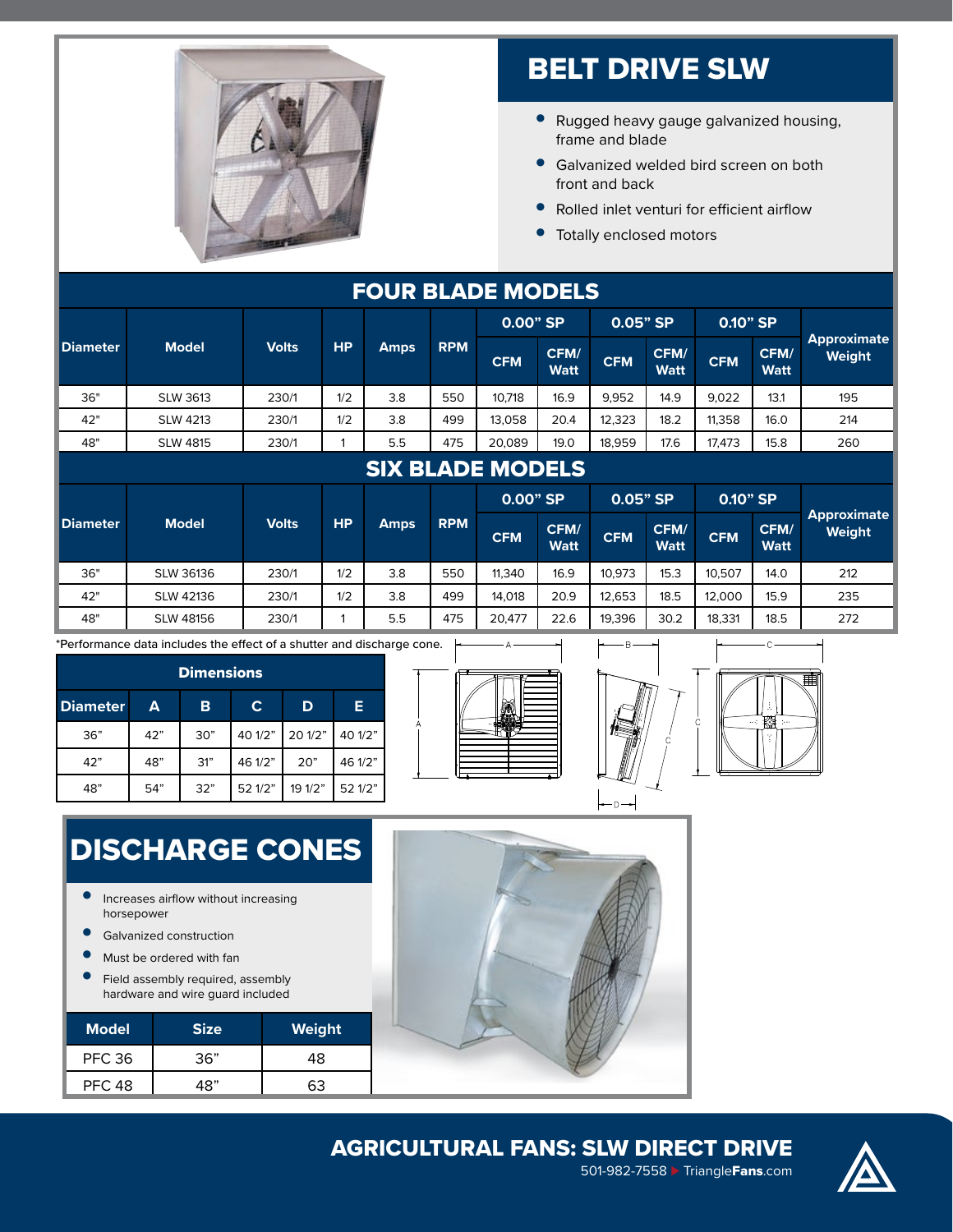# BELT DRIVE SLW

- Rugged heavy gauge galvanized housing, frame and blade
- Galvanized welded bird screen on both front and back
- Rolled inlet venturi for efficient airflow
- Totally enclosed motors

## FOUR BLADE MODELS

| Diameter | Model | Volts | HP | Amps | RPM | 0.00" SP | | 0.05" SP | | 0.10" SP | | Approximate Weight |
|---|---|---|---|---|---|---|---|---|---|---|---|---|
| | | | | | | CFM | CFM/ Watt | CFM | CFM/ Watt | CFM | CFM/ Watt | |
| 36" | SLW 3613 | 230/1 | 1/2 | 3.8 | 550 | 10,718 | 16.9 | 9,952 | 14.9 | 9,022 | 13.1 | 195 |
| 42" | SLW 4213 | 230/1 | 1/2 | 3.8 | 499 | 13,058 | 20.4 | 12,323 | 18.2 | 11,358 | 16.0 | 214 |
| 48" | SLW 4815 | 230/1 | 1 | 5.5 | 475 | 20,089 | 19.0 | 18,959 | 17.6 | 17,473 | 15.8 | 260 |

## SIX BLADE MODELS

| Diameter | Model | Volts | HP | Amps | RPM | 0.00" SP | | 0.05" SP | | 0.10" SP | | Approximate Weight |
|---|---|---|---|---|---|---|---|---|---|---|---|---|
| | | | | | | CFM | CFM/ Watt | CFM | CFM/ Watt | CFM | CFM/ Watt | |
| 36" | SLW 36136 | 230/1 | 1/2 | 3.8 | 550 | 11,340 | 16.9 | 10,973 | 15.3 | 10,507 | 14.0 | 212 |
| 42" | SLW 42136 | 230/1 | 1/2 | 3.8 | 499 | 14,018 | 20.9 | 12,653 | 18.5 | 12,000 | 15.9 | 235 |
| 48" | SLW 48156 | 230/1 | 1 | 5.5 | 475 | 20,477 | 22.6 | 19,396 | 30.2 | 18,331 | 18.5 | 272 |

*Performance data includes the effect of a shutter and discharge cone.

| Dimensions | | | | | |
|---|---|---|---|---|---|
| Diameter | A | B | C | D | E |
| 36" | 42" | 30" | 40 1/2" | 20 1/2" | 40 1/2" |
| 42" | 48" | 31" | 46 1/2" | 20" | 46 1/2" |
| 48" | 54" | 32" | 52 1/2" | 19 1/2" | 52 1/2" |

# DISCHARGE CONES

- Increases airflow without increasing horsepower
- Galvanized construction
- Must be ordered with fan
- Field assembly required, assembly hardware and wire guard included

| Model | Size | Weight |
|---|---|---|
| PFC 36 | 36" | 48 |
| PFC 48 | 48" | 63 |

**AGRICULTURAL FANS: SLW DIRECT DRIVE**

501-982-7558 ▶ TriangleFans.com